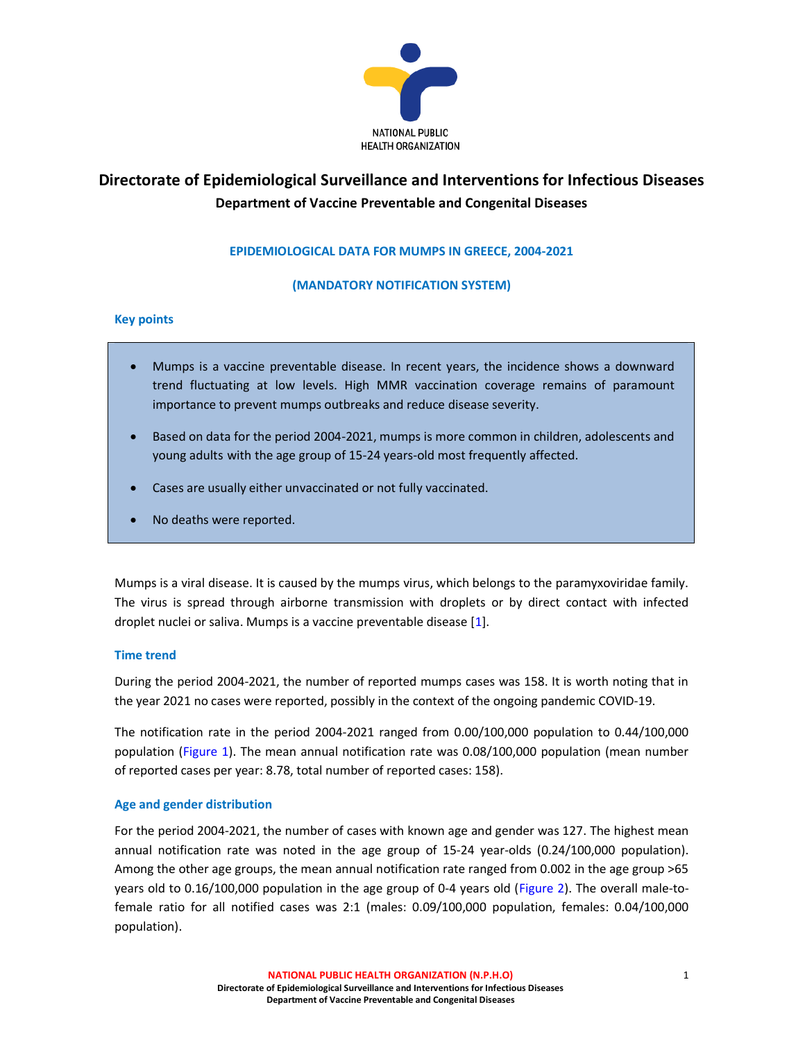NATIONAL PUBLIC HEALTH ORGANIZATION

# Directorate of Epidemiological Surveillance and Interventions for Infectious Diseases

## Department of Vaccine Preventable and Congenital Diseases

### EPIDEMIOLOGICAL DATA FOR MUMPS IN GREECE, 2004-2021

### (MANDATORY NOTIFICATION SYSTEM)

### Key points

- Mumps is a vaccine preventable disease. In recent years, the incidence shows a downward trend fluctuating at low levels. High MMR vaccination coverage remains of paramount importance to prevent mumps outbreaks and reduce disease severity.
- Based on data for the period 2004-2021, mumps is more common in children, adolescents and young adults with the age group of 15-24 years-old most frequently affected.
- Cases are usually either unvaccinated or not fully vaccinated.
- No deaths were reported.

Mumps is a viral disease. It is caused by the mumps virus, which belongs to the paramyxoviridae family. The virus is spread through airborne transmission with droplets or by direct contact with infected droplet nuclei or saliva. Mumps is a vaccine preventable disease [1].

### Time trend

During the period 2004-2021, the number of reported mumps cases was 158. It is worth noting that in the year 2021 no cases were reported, possibly in the context of the ongoing pandemic COVID-19.

The notification rate in the period 2004-2021 ranged from 0.00/100,000 population to 0.44/100,000 population (Figure 1). The mean annual notification rate was 0.08/100,000 population (mean number of reported cases per year: 8.78, total number of reported cases: 158).

### Age and gender distribution

For the period 2004-2021, the number of cases with known age and gender was 127. The highest mean annual notification rate was noted in the age group of 15-24 year-olds (0.24/100,000 population). Among the other age groups, the mean annual notification rate ranged from 0.002 in the age group >65 years old to 0.16/100,000 population in the age group of 0-4 years old (Figure 2). The overall male-to-female ratio for all notified cases was 2:1 (males: 0.09/100,000 population, females: 0.04/100,000 population).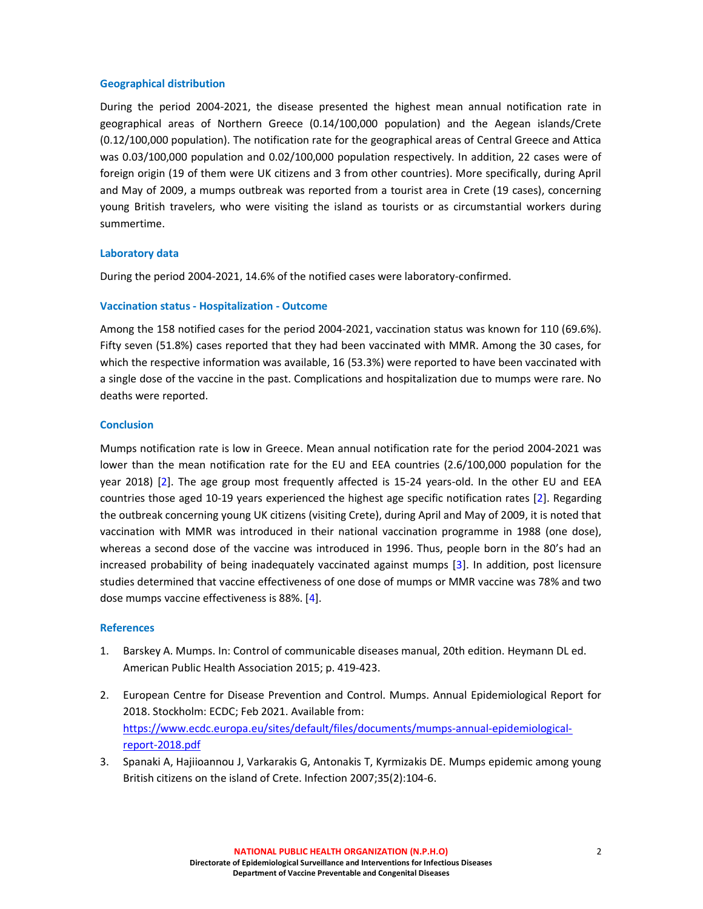### Geographical distribution

During the period 2004-2021, the disease presented the highest mean annual notification rate in geographical areas of Northern Greece (0.14/100,000 population) and the Aegean islands/Crete (0.12/100,000 population). The notification rate for the geographical areas of Central Greece and Attica was 0.03/100,000 population and 0.02/100,000 population respectively. In addition, 22 cases were of foreign origin (19 of them were UK citizens and 3 from other countries). More specifically, during April and May of 2009, a mumps outbreak was reported from a tourist area in Crete (19 cases), concerning young British travelers, who were visiting the island as tourists or as circumstantial workers during summertime.

### Laboratory data

During the period 2004-2021, 14.6% of the notified cases were laboratory-confirmed.

### Vaccination status - Hospitalization - Outcome

Among the 158 notified cases for the period 2004-2021, vaccination status was known for 110 (69.6%). Fifty seven (51.8%) cases reported that they had been vaccinated with MMR. Among the 30 cases, for which the respective information was available, 16 (53.3%) were reported to have been vaccinated with a single dose of the vaccine in the past. Complications and hospitalization due to mumps were rare. No deaths were reported.

### Conclusion

Mumps notification rate is low in Greece. Mean annual notification rate for the period 2004-2021 was lower than the mean notification rate for the EU and EEA countries (2.6/100,000 population for the year 2018) [2]. The age group most frequently affected is 15-24 years-old. In the other EU and EEA countries those aged 10-19 years experienced the highest age specific notification rates [2]. Regarding the outbreak concerning young UK citizens (visiting Crete), during April and May of 2009, it is noted that vaccination with MMR was introduced in their national vaccination programme in 1988 (one dose), whereas a second dose of the vaccine was introduced in 1996. Thus, people born in the 80's had an increased probability of being inadequately vaccinated against mumps [3]. In addition, post licensure studies determined that vaccine effectiveness of one dose of mumps or MMR vaccine was 78% and two dose mumps vaccine effectiveness is 88%. [4].

### References

1. Barskey A. Mumps. In: Control of communicable diseases manual, 20th edition. Heymann DL ed. American Public Health Association 2015; p. 419-423.
2. European Centre for Disease Prevention and Control. Mumps. Annual Epidemiological Report for 2018. Stockholm: ECDC; Feb 2021. Available from: https://www.ecdc.europa.eu/sites/default/files/documents/mumps-annual-epidemiological-report-2018.pdf
3. Spanaki A, Hajiioannou J, Varkarakis G, Antonakis T, Kyrmizakis DE. Mumps epidemic among young British citizens on the island of Crete. Infection 2007;35(2):104-6.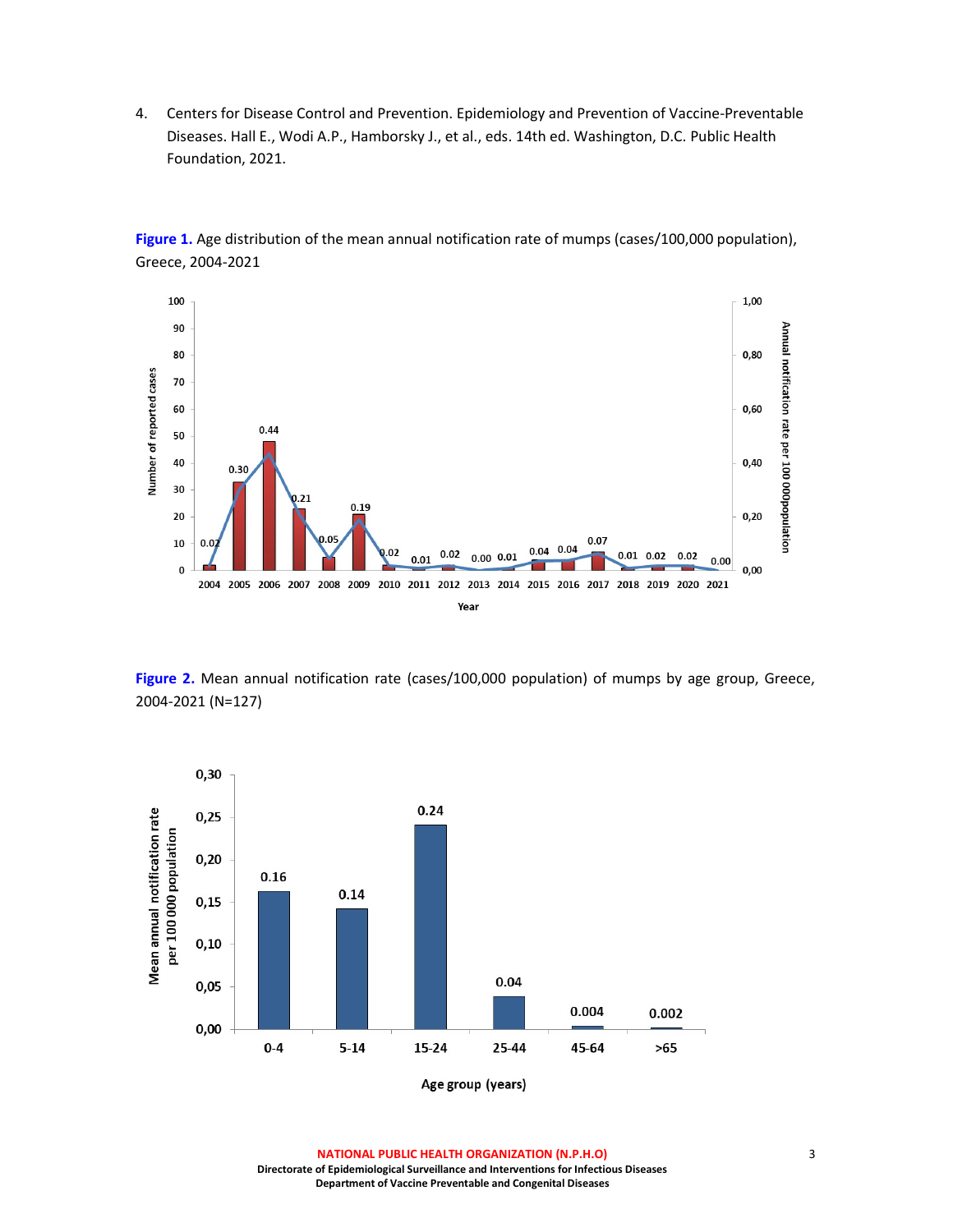4. Centers for Disease Control and Prevention. Epidemiology and Prevention of Vaccine-Preventable Diseases. Hall E., Wodi A.P., Hamborsky J., et al., eds. 14th ed. Washington, D.C. Public Health Foundation, 2021.

**Figure 1.** Age distribution of the mean annual notification rate of mumps (cases/100,000 population), Greece, 2004-2021

Number of reported cases
100
90
80
70
60
50
40
30
20
10
0

Annual notification rate per 100 000population
1,00
0,80
0,60
0,40
0,20
0,00

0.02 0.30 0.44 0.21 0.05 0.19 0.02 0.01 0.02 0.00 0.01 0.04 0.04 0.07 0.01 0.02 0.02 0.00

2004 2005 2006 2007 2008 2009 2010 2011 2012 2013 2014 2015 2016 2017 2018 2019 2020 2021

Year

**Figure 2.** Mean annual notification rate (cases/100,000 population) of mumps by age group, Greece, 2004-2021 (N=127)

Mean annual notification rate per 100 000 population
0,30
0,25
0,20
0,15
0,10
0,05
0,00

0.16 0.14 0.24 0.04 0.004 0.002

0-4 5-14 15-24 25-44 45-64 >65

Age group (years)

NATIONAL PUBLIC HEALTH ORGANIZATION (N.P.H.O)
Directorate of Epidemiological Surveillance and Interventions for Infectious Diseases
Department of Vaccine Preventable and Congenital Diseases